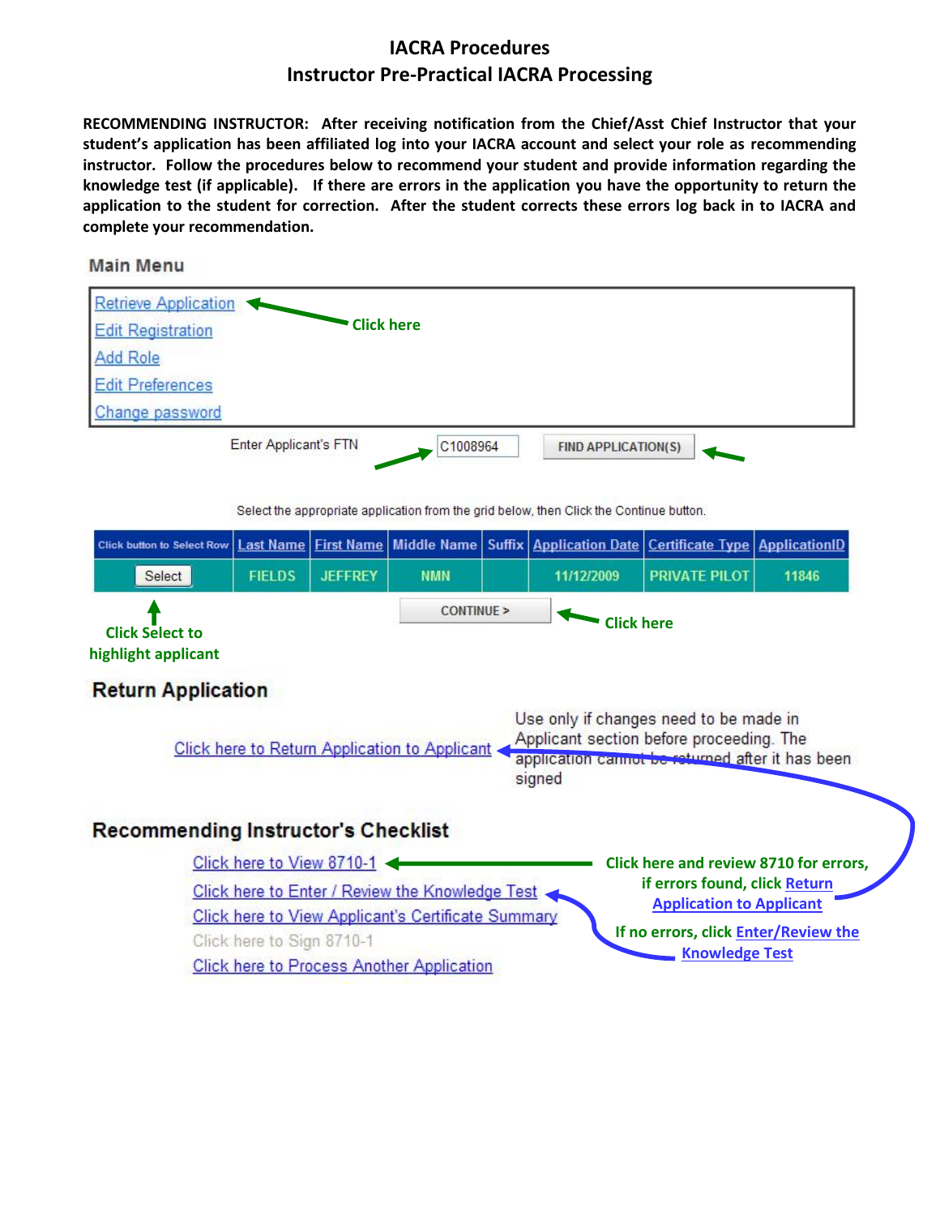# IACRA Procedures
## Instructor Pre-Practical IACRA Processing

**RECOMMENDING INSTRUCTOR: After receiving notification from the Chief/Asst Chief Instructor that your student's application has been affiliated log into your IACRA account and select your role as recommending instructor. Follow the procedures below to recommend your student and provide information regarding the knowledge test (if applicable). If there are errors in the application you have the opportunity to return the application to the student for correction. After the student corrects these errors log back in to IACRA and complete your recommendation.**

### Main Menu

- Retrieve Application ← **Click here**
- Edit Registration
- Add Role
- Edit Preferences
- Change password

Enter Applicant's FTN → C1008964 | FIND APPLICATION(S) ←

Select the appropriate application from the grid below, then Click the Continue button.

| Click button to Select Row | Last Name | First Name | Middle Name | Suffix | Application Date | Certificate Type | ApplicationID |
|---|---|---|---|---|---|---|---|
| Select | FIELDS | JEFFREY | NMN | | 11/12/2009 | PRIVATE PILOT | 11846 |

**Click Select to highlight applicant**

CONTINUE > ← **Click here**

### Return Application

Click here to Return Application to Applicant — Use only if changes need to be made in Applicant section before proceeding. The application cannot be returned after it has been signed

### Recommending Instructor's Checklist

- Click here to View 8710-1 ← **Click here and review 8710 for errors, if errors found, click Return Application to Applicant**
- Click here to Enter / Review the Knowledge Test ← **If no errors, click Enter/Review the Knowledge Test**
- Click here to View Applicant's Certificate Summary
- Click here to Sign 8710-1
- Click here to Process Another Application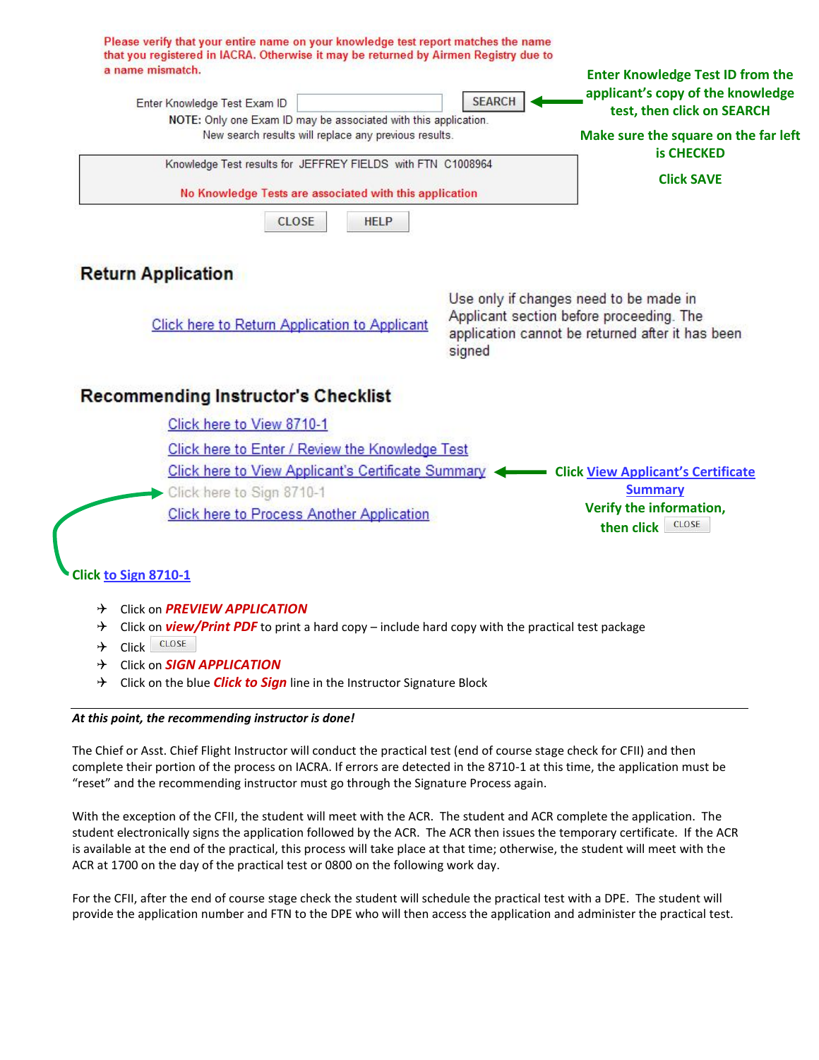Please verify that your entire name on your knowledge test report matches the name that you registered in IACRA. Otherwise it may be returned by Airmen Registry due to a name mismatch.

Enter Knowledge Test Exam ID [ ] SEARCH

NOTE: Only one Exam ID may be associated with this application.
New search results will replace any previous results.

Knowledge Test results for JEFFREY FIELDS with FTN C1008964

No Knowledge Tests are associated with this application

CLOSE HELP

**Enter Knowledge Test ID from the applicant's copy of the knowledge test, then click on SEARCH**

**Make sure the square on the far left is CHECKED**

**Click SAVE**

## Return Application

Click here to Return Application to Applicant

Use only if changes need to be made in Applicant section before proceeding. The application cannot be returned after it has been signed

## Recommending Instructor's Checklist

Click here to View 8710-1
Click here to Enter / Review the Knowledge Test
Click here to View Applicant's Certificate Summary
Click here to Sign 8710-1
Click here to Process Another Application

**Click View Applicant's Certificate Summary**
**Verify the information, then click** CLOSE

**Click to Sign 8710-1**

- Click on ***PREVIEW APPLICATION***
- Click on ***view/Print PDF*** to print a hard copy – include hard copy with the practical test package
- Click CLOSE
- Click on ***SIGN APPLICATION***
- Click on the blue ***Click to Sign*** line in the Instructor Signature Block

---

***At this point, the recommending instructor is done!***

The Chief or Asst. Chief Flight Instructor will conduct the practical test (end of course stage check for CFII) and then complete their portion of the process on IACRA. If errors are detected in the 8710-1 at this time, the application must be "reset" and the recommending instructor must go through the Signature Process again.

With the exception of the CFII, the student will meet with the ACR. The student and ACR complete the application. The student electronically signs the application followed by the ACR. The ACR then issues the temporary certificate. If the ACR is available at the end of the practical, this process will take place at that time; otherwise, the student will meet with the ACR at 1700 on the day of the practical test or 0800 on the following work day.

For the CFII, after the end of course stage check the student will schedule the practical test with a DPE. The student will provide the application number and FTN to the DPE who will then access the application and administer the practical test.